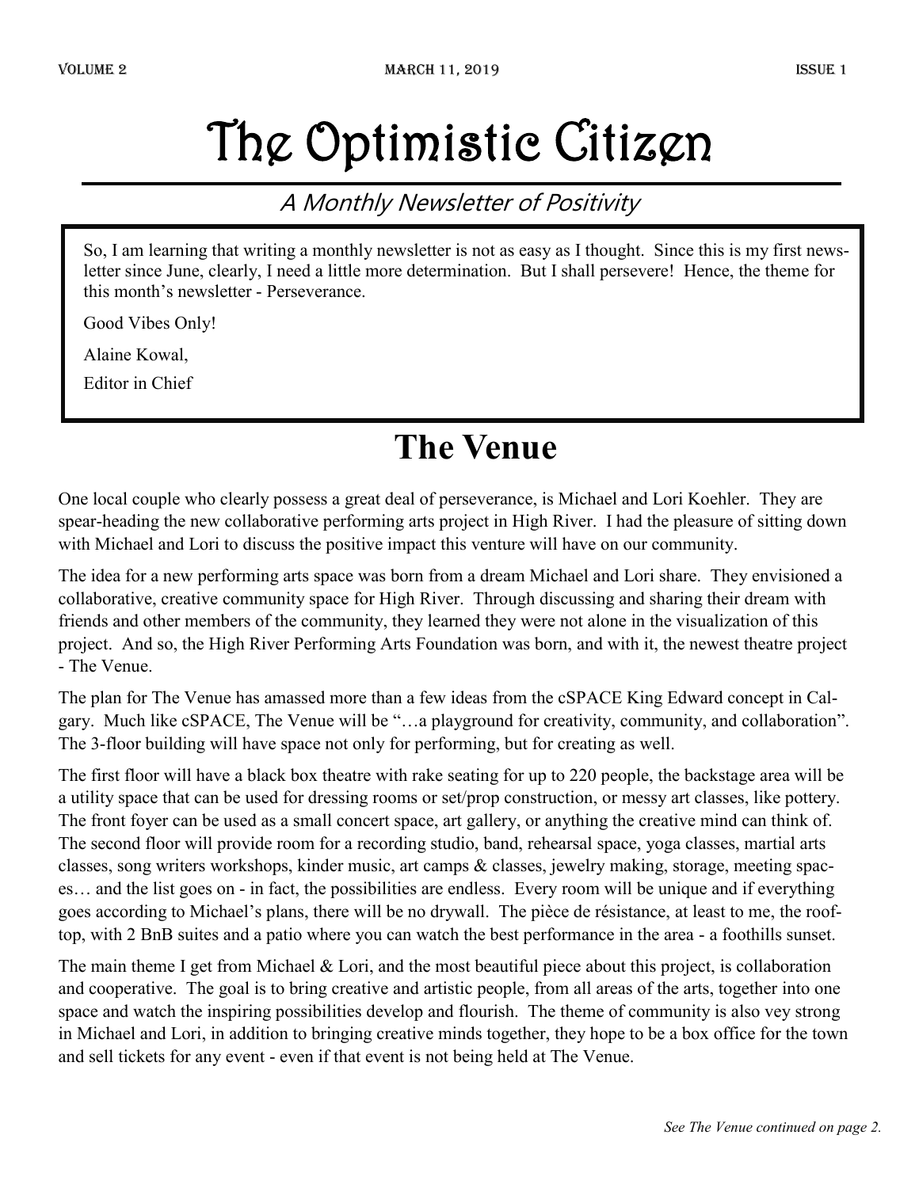# The Optimistic Citizen

*A Monthly Newsletter of Positivity*

So, I am learning that writing a monthly newsletter is not as easy as I thought. Since this is my first newsletter since June, clearly, I need a little more determination. But I shall persevere! Hence, the theme for this month's newsletter - Perseverance.

Good Vibes Only!

Alaine Kowal,

Editor in Chief

## The Venue

One local couple who clearly possess a great deal of perseverance, is Michael and Lori Koehler. They are spear-heading the new collaborative performing arts project in High River. I had the pleasure of sitting down with Michael and Lori to discuss the positive impact this venture will have on our community.

The idea for a new performing arts space was born from a dream Michael and Lori share. They envisioned a collaborative, creative community space for High River. Through discussing and sharing their dream with friends and other members of the community, they learned they were not alone in the visualization of this project. And so, the High River Performing Arts Foundation was born, and with it, the newest theatre project - The Venue.

The plan for The Venue has amassed more than a few ideas from the cSPACE King Edward concept in Calgary. Much like cSPACE, The Venue will be "…a playground for creativity, community, and collaboration". The 3-floor building will have space not only for performing, but for creating as well.

The first floor will have a black box theatre with rake seating for up to 220 people, the backstage area will be a utility space that can be used for dressing rooms or set/prop construction, or messy art classes, like pottery. The front foyer can be used as a small concert space, art gallery, or anything the creative mind can think of. The second floor will provide room for a recording studio, band, rehearsal space, yoga classes, martial arts classes, song writers workshops, kinder music, art camps & classes, jewelry making, storage, meeting spaces… and the list goes on - in fact, the possibilities are endless. Every room will be unique and if everything goes according to Michael's plans, there will be no drywall. The pièce de résistance, at least to me, the rooftop, with 2 BnB suites and a patio where you can watch the best performance in the area - a foothills sunset.

The main theme I get from Michael & Lori, and the most beautiful piece about this project, is collaboration and cooperative. The goal is to bring creative and artistic people, from all areas of the arts, together into one space and watch the inspiring possibilities develop and flourish. The theme of community is also vey strong in Michael and Lori, in addition to bringing creative minds together, they hope to be a box office for the town and sell tickets for any event - even if that event is not being held at The Venue.

*See The Venue continued on page 2.*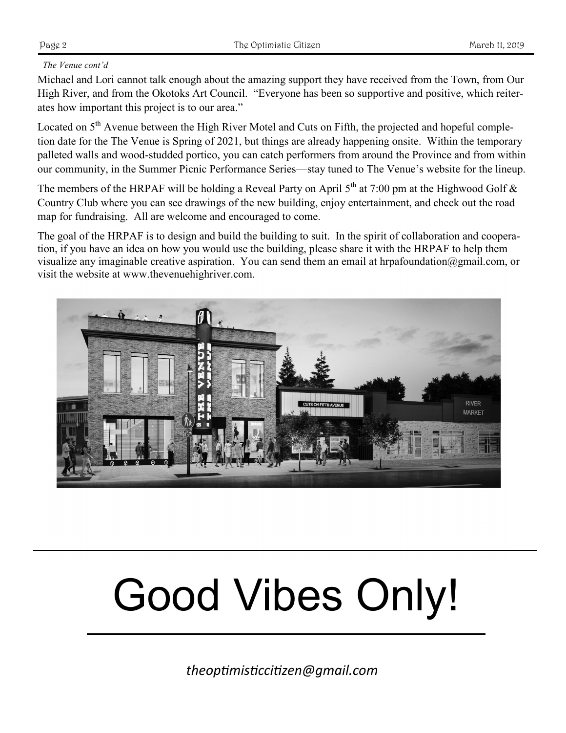*The Venue cont'd*

Michael and Lori cannot talk enough about the amazing support they have received from the Town, from Our High River, and from the Okotoks Art Council. "Everyone has been so supportive and positive, which reiterates how important this project is to our area."

Located on 5th Avenue between the High River Motel and Cuts on Fifth, the projected and hopeful completion date for the The Venue is Spring of 2021, but things are already happening onsite. Within the temporary palleted walls and wood-studded portico, you can catch performers from around the Province and from within our community, in the Summer Picnic Performance Series—stay tuned to The Venue's website for the lineup.

The members of the HRPAF will be holding a Reveal Party on April 5th at 7:00 pm at the Highwood Golf & Country Club where you can see drawings of the new building, enjoy entertainment, and check out the road map for fundraising. All are welcome and encouraged to come.

The goal of the HRPAF is to design and build the building to suit. In the spirit of collaboration and cooperation, if you have an idea on how you would use the building, please share it with the HRPAF to help them visualize any imaginable creative aspiration. You can send them an email at hrpafoundation@gmail.com, or visit the website at www.thevenuehighriver.com.

---

# Good Vibes Only!

---

*theoptimisticcitizen@gmail.com*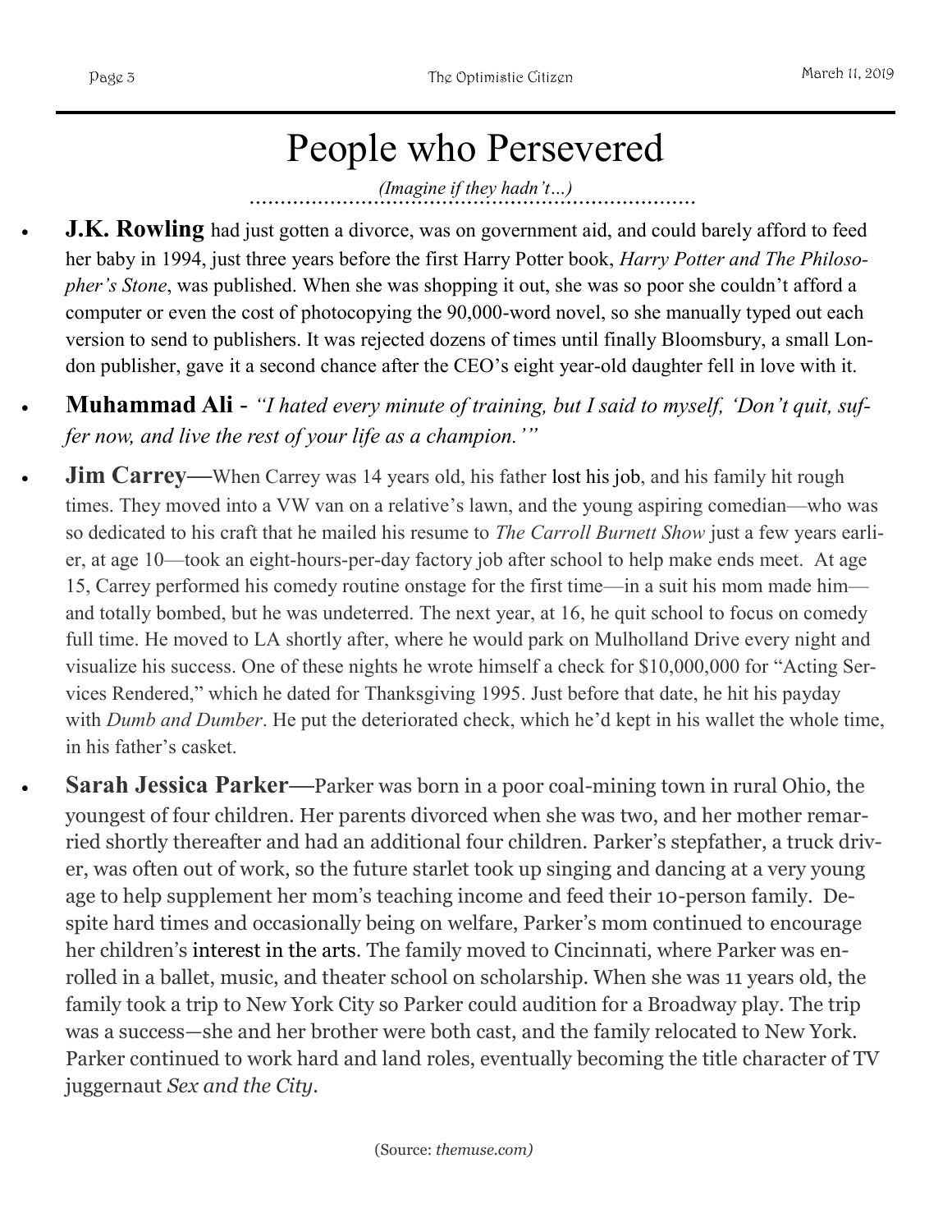# People who Persevered

*(Imagine if they hadn't…)*

- **J.K. Rowling** had just gotten a divorce, was on government aid, and could barely afford to feed her baby in 1994, just three years before the first Harry Potter book, *Harry Potter and The Philosopher's Stone*, was published. When she was shopping it out, she was so poor she couldn't afford a computer or even the cost of photocopying the 90,000-word novel, so she manually typed out each version to send to publishers. It was rejected dozens of times until finally Bloomsbury, a small London publisher, gave it a second chance after the CEO's eight year-old daughter fell in love with it.

- **Muhammad Ali** - *"I hated every minute of training, but I said to myself, 'Don't quit, suffer now, and live the rest of your life as a champion.'"*

- **Jim Carrey—**When Carrey was 14 years old, his father lost his job, and his family hit rough times. They moved into a VW van on a relative's lawn, and the young aspiring comedian—who was so dedicated to his craft that he mailed his resume to *The Carroll Burnett Show* just a few years earlier, at age 10—took an eight-hours-per-day factory job after school to help make ends meet. At age 15, Carrey performed his comedy routine onstage for the first time—in a suit his mom made him—and totally bombed, but he was undeterred. The next year, at 16, he quit school to focus on comedy full time. He moved to LA shortly after, where he would park on Mulholland Drive every night and visualize his success. One of these nights he wrote himself a check for $10,000,000 for "Acting Services Rendered," which he dated for Thanksgiving 1995. Just before that date, he hit his payday with *Dumb and Dumber*. He put the deteriorated check, which he'd kept in his wallet the whole time, in his father's casket.

- **Sarah Jessica Parker—**Parker was born in a poor coal-mining town in rural Ohio, the youngest of four children. Her parents divorced when she was two, and her mother remarried shortly thereafter and had an additional four children. Parker's stepfather, a truck driver, was often out of work, so the future starlet took up singing and dancing at a very young age to help supplement her mom's teaching income and feed their 10-person family. Despite hard times and occasionally being on welfare, Parker's mom continued to encourage her children's interest in the arts. The family moved to Cincinnati, where Parker was enrolled in a ballet, music, and theater school on scholarship. When she was 11 years old, the family took a trip to New York City so Parker could audition for a Broadway play. The trip was a success—she and her brother were both cast, and the family relocated to New York. Parker continued to work hard and land roles, eventually becoming the title character of TV juggernaut *Sex and the City*.

(Source: *themuse.com)*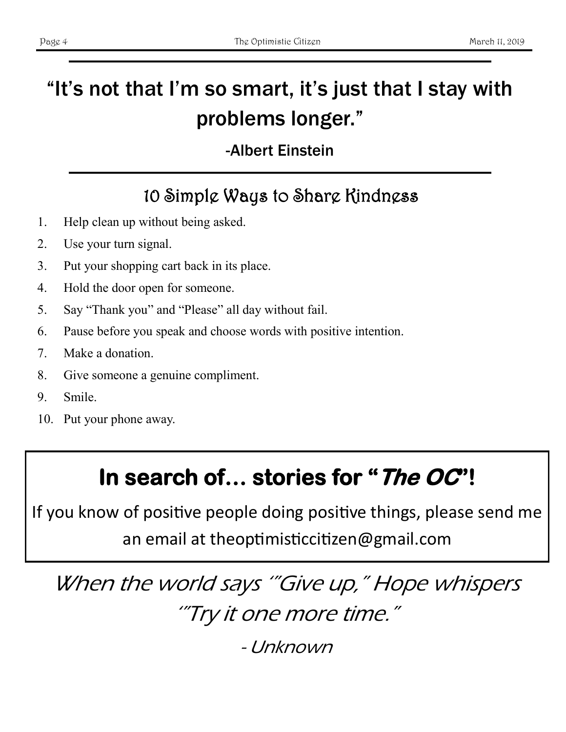## "It's not that I'm so smart, it's just that I stay with problems longer."

-Albert Einstein

## 10 Simple Ways to Share Kindness

1. Help clean up without being asked.
2. Use your turn signal.
3. Put your shopping cart back in its place.
4. Hold the door open for someone.
5. Say "Thank you" and "Please" all day without fail.
6. Pause before you speak and choose words with positive intention.
7. Make a donation.
8. Give someone a genuine compliment.
9. Smile.
10. Put your phone away.

## In search of… stories for "*The OC*"!

If you know of positive people doing positive things, please send me an email at theoptimisticcitizen@gmail.com

*When the world says '"Give up," Hope whispers '"Try it one more time."*

*- Unknown*